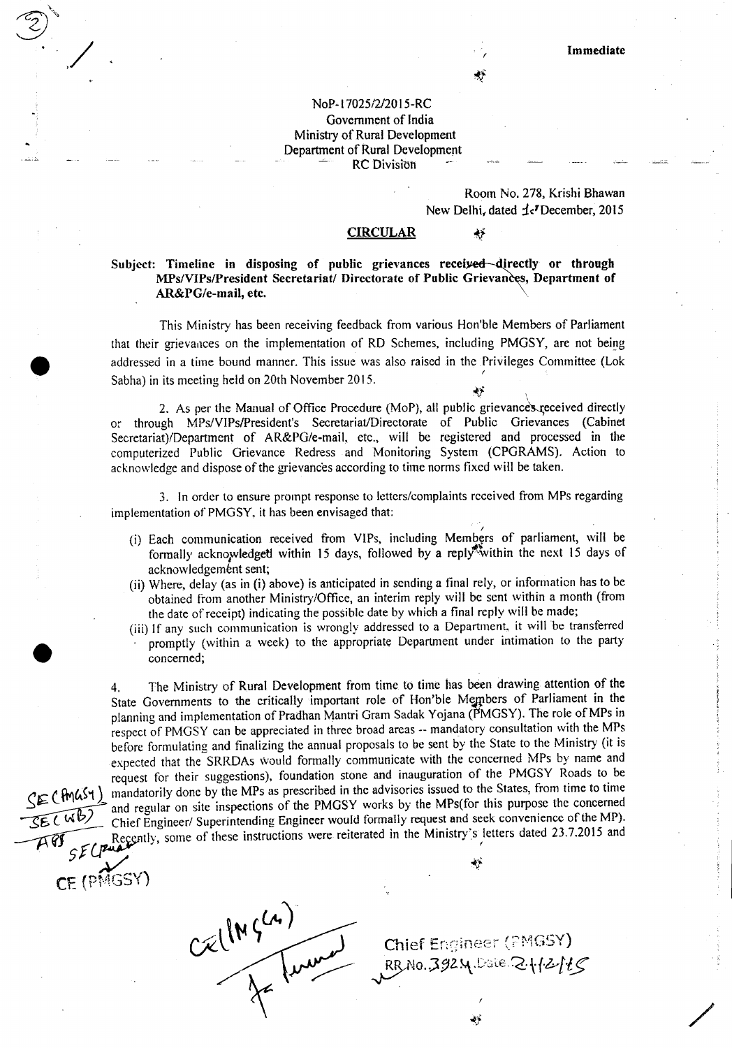**Immediate**

No.P-17025/2/2015-RC
Government of India
Ministry of Rural Development
Department of Rural Development
RC Division

Room No. 278, Krishi Bhawan
New Delhi, dated 1st December, 2015

## CIRCULAR

**Subject: Timeline in disposing of public grievances received directly or through MPs/VIPs/President Secretariat/ Directorate of Public Grievances, Department of AR&PG/e-mail, etc.**

This Ministry has been receiving feedback from various Hon'ble Members of Parliament that their grievances on the implementation of RD Schemes, including PMGSY, are not being addressed in a time bound manner. This issue was also raised in the Privileges Committee (Lok Sabha) in its meeting held on 20th November 2015.

2. As per the Manual of Office Procedure (MoP), all public grievances received directly or through MPs/VIPs/President's Secretariat/Directorate of Public Grievances (Cabinet Secretariat)/Department of AR&PG/e-mail, etc., will be registered and processed in the computerized Public Grievance Redress and Monitoring System (CPGRAMS). Action to acknowledge and dispose of the grievances according to time norms fixed will be taken.

3. In order to ensure prompt response to letters/complaints received from MPs regarding implementation of PMGSY, it has been envisaged that:

(i) Each communication received from VIPs, including Members of parliament, will be formally acknowledged within 15 days, followed by a reply within the next 15 days of acknowledgement sent;

(ii) Where, delay (as in (i) above) is anticipated in sending a final rely, or information has to be obtained from another Ministry/Office, an interim reply will be sent within a month (from the date of receipt) indicating the possible date by which a final reply will be made;

(iii) If any such communication is wrongly addressed to a Department, it will be transferred promptly (within a week) to the appropriate Department under intimation to the party concerned;

4. The Ministry of Rural Development from time to time has been drawing attention of the State Governments to the critically important role of Hon'ble Members of Parliament in the planning and implementation of Pradhan Mantri Gram Sadak Yojana (PMGSY). The role of MPs in respect of PMGSY can be appreciated in three broad areas -- mandatory consultation with the MPs before formulating and finalizing the annual proposals to be sent by the State to the Ministry (it is expected that the SRRDAs would formally communicate with the concerned MPs by name and request for their suggestions), foundation stone and inauguration of the PMGSY Roads to be mandatorily done by the MPs as prescribed in the advisories issued to the States, from time to time and regular on site inspections of the PMGSY works by the MPs(for this purpose the concerned Chief Engineer/ Superintending Engineer would formally request and seek convenience of the MP). Recently, some of these instructions were reiterated in the Ministry's letters dated 23.7.2015 and

SE (PMGSY)
SE (WB)
AE SE (Rural)
CE (PMGSY)

CE (PMGSY) for kind

Chief Engineer (PMGSY)
RR No. 3924 Date 2/12/15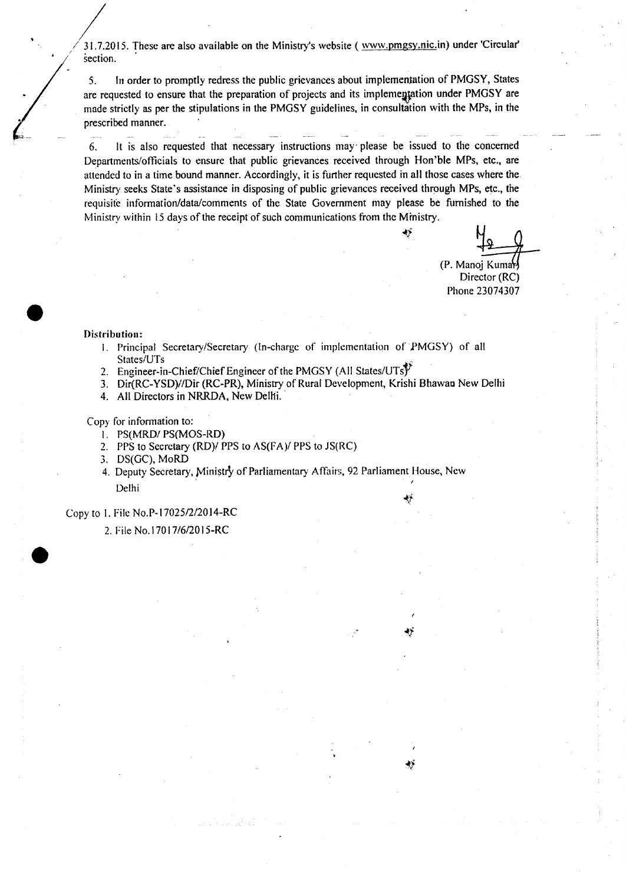31.7.2015. These are also available on the Ministry's website ( www.pmgsy.nic.in) under 'Circular' section.

5. In order to promptly redress the public grievances about implementation of PMGSY, States are requested to ensure that the preparation of projects and its implementation under PMGSY are made strictly as per the stipulations in the PMGSY guidelines, in consultation with the MPs, in the prescribed manner.

6. It is also requested that necessary instructions may please be issued to the concerned Departments/officials to ensure that public grievances received through Hon'ble MPs, etc., are attended to in a time bound manner. Accordingly, it is further requested in all those cases where the Ministry seeks State's assistance in disposing of public grievances received through MPs, etc., the requisite information/data/comments of the State Government may please be furnished to the Ministry within 15 days of the receipt of such communications from the Ministry.

(P. Manoj Kumar)
Director (RC)
Phone 23074307

**Distribution:**

1. Principal Secretary/Secretary (In-charge of implementation of PMGSY) of all States/UTs
2. Engineer-in-Chief/Chief Engineer of the PMGSY (All States/UTs)
3. Dir(RC-YSD)//Dir (RC-PR), Ministry of Rural Development, Krishi Bhawan New Delhi
4. All Directors in NRRDA, New Delhi.

Copy for information to:

1. PS(MRD/ PS(MOS-RD)
2. PPS to Secretary (RD)/ PPS to AS(FA)/ PPS to JS(RC)
3. DS(GC), MoRD
4. Deputy Secretary, Ministry of Parliamentary Affairs, 92 Parliament House, New Delhi

Copy to 1. File No.P-17025/2/2014-RC

2. File No.17017/6/2015-RC